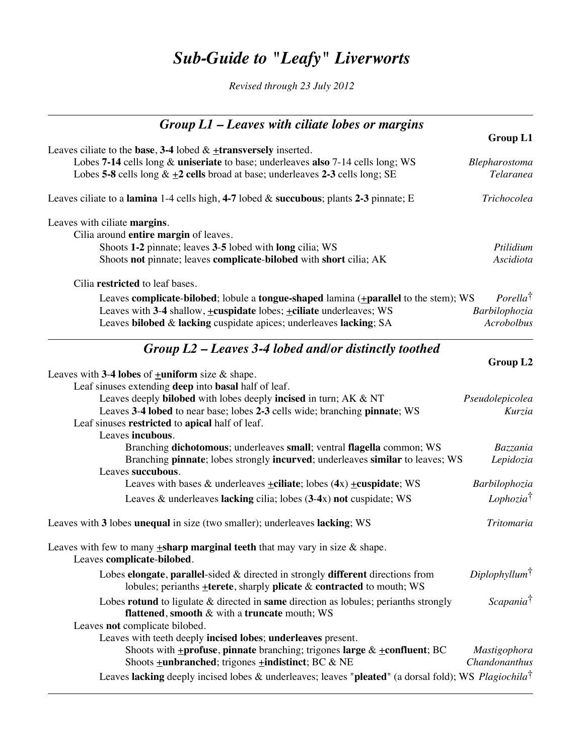# *Sub-Guide to "Leafy" Liverworts*

*Revised through 23 July 2012*

## *Group L1 – Leaves with ciliate lobes or margins*

**Group L1**

Leaves ciliate to the **base**, **3-4** lobed & **±transversely** inserted.

- Lobes **7-14** cells long & **uniseriate** to base; underleaves **also** 7-14 cells long; WS — *Blepharostoma*
- Lobes **5-8** cells long & **±2 cells** broad at base; underleaves **2-3** cells long; SE — *Telaranea*

Leaves ciliate to a **lamina** 1-4 cells high, **4-7** lobed & **succubous**; plants **2-3** pinnate; E — *Trichocolea*

Leaves with ciliate **margins**.

- Cilia around **entire margin** of leaves.
  - Shoots **1-2** pinnate; leaves **3-5** lobed with **long** cilia; WS — *Ptilidium*
  - Shoots **not** pinnate; leaves **complicate**-**bilobed** with **short** cilia; AK — *Ascidiota*
- Cilia **restricted** to leaf bases.
  - Leaves **complicate**-**bilobed**; lobule a **tongue-shaped** lamina (**±parallel** to the stem); WS — *Porella*†
  - Leaves with **3**-**4** shallow, **±cuspidate** lobes; **±ciliate** underleaves; WS — *Barbilophozia*
  - Leaves **bilobed** & **lacking** cuspidate apices; underleaves **lacking**; SA — *Acrobolbus*

## *Group L2 – Leaves 3-4 lobed and/or distinctly toothed*

**Group L2**

Leaves with **3**-**4 lobes** of **±uniform** size & shape.

- Leaf sinuses extending **deep** into **basal** half of leaf.
  - Leaves deeply **bilobed** with lobes deeply **incised** in turn; AK & NT — *Pseudolepicolea*
  - Leaves **3**-**4 lobed** to near base; lobes **2-3** cells wide; branching **pinnate**; WS — *Kurzia*
- Leaf sinuses **restricted** to **apical** half of leaf.
  - Leaves **incubous**.
    - Branching **dichotomous**; underleaves **small**; ventral **flagella** common; WS — *Bazzania*
    - Branching **pinnate**; lobes strongly **incurved**; underleaves **similar** to leaves; WS — *Lepidozia*
  - Leaves **succubous**.
    - Leaves with bases & underleaves **±ciliate**; lobes (**4**x) **±cuspidate**; WS — *Barbilophozia*
    - Leaves & underleaves **lacking** cilia; lobes (**3**-**4**x) **not** cuspidate; WS — *Lophozia*†

Leaves with **3** lobes **unequal** in size (two smaller); underleaves **lacking**; WS — *Tritomaria*

Leaves with few to many **±sharp marginal teeth** that may vary in size & shape.

- Leaves **complicate**-**bilobed**.
  - Lobes **elongate**, **parallel**-sided & directed in strongly **different** directions from lobules; perianths **±terete**, sharply **plicate** & **contracted** to mouth; WS — *Diplophyllum*†
  - Lobes **rotund** to ligulate & directed in **same** direction as lobules; perianths strongly **flattened**, **smooth** & with a **truncate** mouth; WS — *Scapania*†
- Leaves **not** complicate bilobed.
  - Leaves with teeth deeply **incised lobes**; **underleaves** present.
    - Shoots with **±profuse**, **pinnate** branching; trigones **large** & **±confluent**; BC — *Mastigophora*
    - Shoots **±unbranched**; trigones **±indistinct**; BC & NE — *Chandonanthus*
  - Leaves **lacking** deeply incised lobes & underleaves; leaves "**pleated**" (a dorsal fold); WS — *Plagiochila*†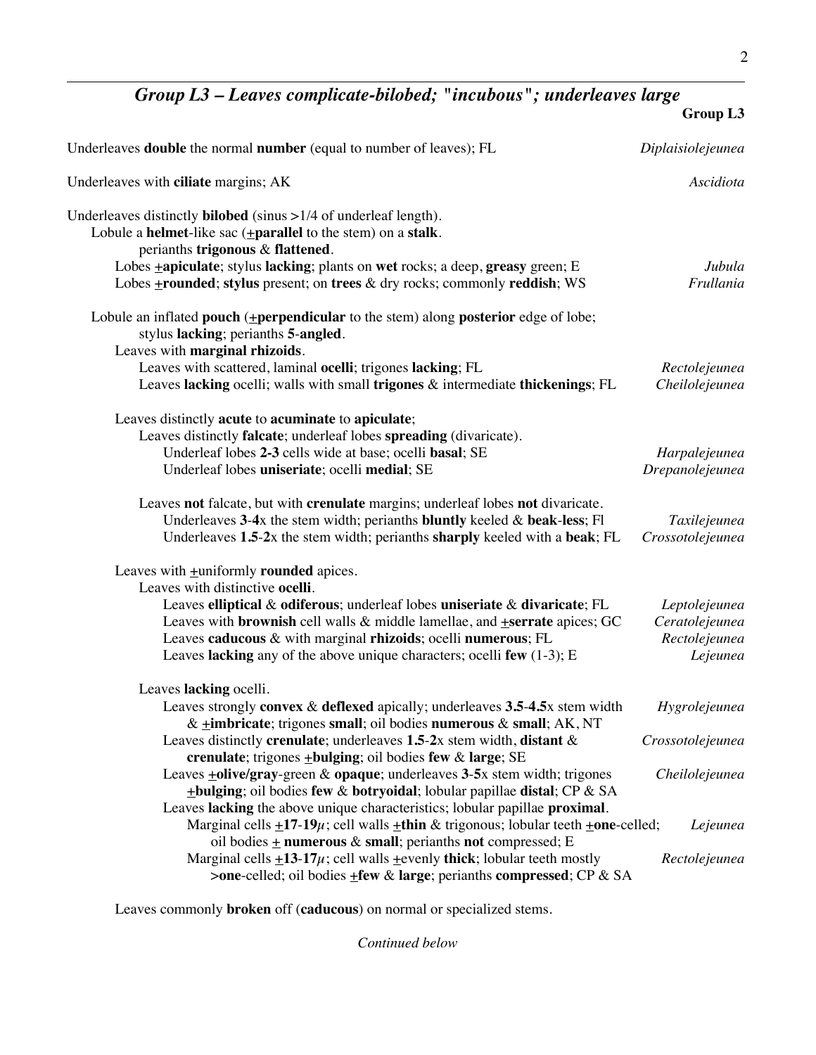## *Group L3 – Leaves complicate-bilobed; "incubous"; underleaves large*

**Group L3**

Underleaves **double** the normal **number** (equal to number of leaves); FL — *Diplaisiolejeunea*

Underleaves with **ciliate** margins; AK — *Ascidiota*

Underleaves distinctly **bilobed** (sinus >1/4 of underleaf length).

- Lobule a **helmet**-like sac (±**parallel** to the stem) on a **stalk**. perianths **trigonous** & **flattened**.
  - Lobes ±**apiculate**; stylus **lacking**; plants on **wet** rocks; a deep, **greasy** green; E — *Jubula*
  - Lobes ±**rounded**; **stylus** present; on **trees** & dry rocks; commonly **reddish**; WS — *Frullania*

- Lobule an inflated **pouch** (±**perpendicular** to the stem) along **posterior** edge of lobe; stylus **lacking**; perianths **5**-**angled**.
  - Leaves with **marginal rhizoids**.
    - Leaves with scattered, laminal **ocelli**; trigones **lacking**; FL — *Rectolejeunea*
    - Leaves **lacking** ocelli; walls with small **trigones** & intermediate **thickenings**; FL — *Cheilolejeunea*

  - Leaves distinctly **acute** to **acuminate** to **apiculate**;
    - Leaves distinctly **falcate**; underleaf lobes **spreading** (divaricate).
      - Underleaf lobes **2-3** cells wide at base; ocelli **basal**; SE — *Harpalejeunea*
      - Underleaf lobes **uniseriate**; ocelli **medial**; SE — *Drepanolejeunea*
    - Leaves **not** falcate, but with **crenulate** margins; underleaf lobes **not** divaricate.
      - Underleaves **3**-**4**x the stem width; perianths **bluntly** keeled & **beak**-**less**; Fl — *Taxilejeunea*
      - Underleaves **1.5**-**2**x the stem width; perianths **sharply** keeled with a **beak**; FL — *Crossotolejeunea*

  - Leaves with ±uniformly **rounded** apices.
    - Leaves with distinctive **ocelli**.
      - Leaves **elliptical** & **odiferous**; underleaf lobes **uniseriate** & **divaricate**; FL — *Leptolejeunea*
      - Leaves with **brownish** cell walls & middle lamellae, and ±**serrate** apices; GC — *Ceratolejeunea*
      - Leaves **caducous** & with marginal **rhizoids**; ocelli **numerous**; FL — *Rectolejeunea*
      - Leaves **lacking** any of the above unique characters; ocelli **few** (1-3); E — *Lejeunea*
    - Leaves **lacking** ocelli.
      - Leaves strongly **convex** & **deflexed** apically; underleaves **3.5**-**4.5**x stem width & ±**imbricate**; trigones **small**; oil bodies **numerous** & **small**; AK, NT — *Hygrolejeunea*
      - Leaves distinctly **crenulate**; underleaves **1.5**-**2**x stem width, **distant** & **crenulate**; trigones ±**bulging**; oil bodies **few** & **large**; SE — *Crossotolejeunea*
      - Leaves ±**olive/gray**-green & **opaque**; underleaves **3**-**5**x stem width; trigones ±**bulging**; oil bodies **few** & **botryoidal**; lobular papillae **distal**; CP & SA — *Cheilolejeunea*
      - Leaves **lacking** the above unique characteristics; lobular papillae **proximal**.
        - Marginal cells ±**17**-**19**$\mu$; cell walls ±**thin** & trigonous; lobular teeth ±**one**-celled; oil bodies ± **numerous** & **small**; perianths **not** compressed; E — *Lejeunea*
        - Marginal cells ±**13**-**17**$\mu$; cell walls ±evenly **thick**; lobular teeth mostly **>one**-celled; oil bodies ±**few** & **large**; perianths **compressed**; CP & SA — *Rectolejeunea*

  - Leaves commonly **broken** off (**caducous**) on normal or specialized stems.

*Continued below*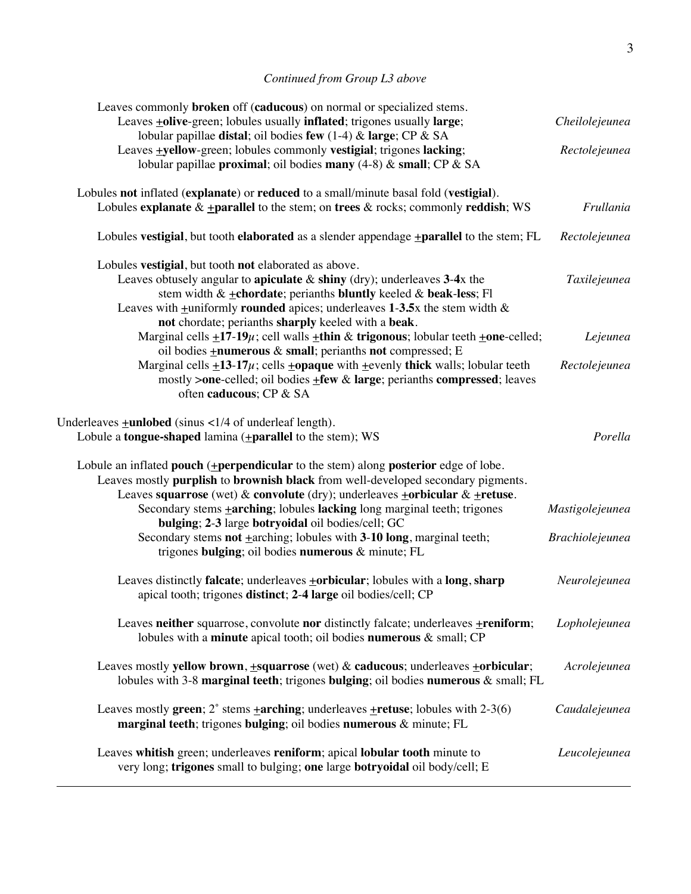*Continued from Group L3 above*

Leaves commonly **broken** off (**caducous**) on normal or specialized stems.

Leaves **±olive**-green; lobules usually **inflated**; trigones usually **large**; lobular papillae **distal**; oil bodies **few** (1-4) & **large**; CP & SA — *Cheilolejeunea*

Leaves **±yellow**-green; lobules commonly **vestigial**; trigones **lacking**; lobular papillae **proximal**; oil bodies **many** (4-8) & **small**; CP & SA — *Rectolejeunea*

Lobules **not** inflated (**explanate**) or **reduced** to a small/minute basal fold (**vestigial**).

Lobules **explanate** & **±parallel** to the stem; on **trees** & rocks; commonly **reddish**; WS — *Frullania*

Lobules **vestigial**, but tooth **elaborated** as a slender appendage **±parallel** to the stem; FL — *Rectolejeunea*

Lobules **vestigial**, but tooth **not** elaborated as above.

Leaves obtusely angular to **apiculate** & **shiny** (dry); underleaves **3-4**x the stem width & **±chordate**; perianths **bluntly** keeled & **beak**-**less**; Fl — *Taxilejeunea*

Leaves with **±**uniformly **rounded** apices; underleaves **1-3.5**x the stem width & **not** chordate; perianths **sharply** keeled with a **beak**.

Marginal cells **±17-19**$\mu$; cell walls **±thin** & **trigonous**; lobular teeth **±one**-celled; oil bodies **±numerous** & **small**; perianths **not** compressed; E — *Lejeunea*

Marginal cells **±13-17**$\mu$; cells **±opaque** with **±**evenly **thick** walls; lobular teeth mostly **>one**-celled; oil bodies **±few** & **large**; perianths **compressed**; leaves often **caducous**; CP & SA — *Rectolejeunea*

Underleaves **±unlobed** (sinus <1/4 of underleaf length).

Lobule a **tongue-shaped** lamina (**±parallel** to the stem); WS — *Porella*

Lobule an inflated **pouch** (**±perpendicular** to the stem) along **posterior** edge of lobe.

Leaves mostly **purplish** to **brownish black** from well-developed secondary pigments.

Leaves **squarrose** (wet) & **convolute** (dry); underleaves **±orbicular** & **±retuse**.

Secondary stems **±arching**; lobules **lacking** long marginal teeth; trigones **bulging**; **2-3** large **botryoidal** oil bodies/cell; GC — *Mastigolejeunea*

Secondary stems **not** ±arching; lobules with **3-10 long**, marginal teeth; trigones **bulging**; oil bodies **numerous** & minute; FL — *Brachiolejeunea*

Leaves distinctly **falcate**; underleaves **±orbicular**; lobules with a **long**, **sharp** apical tooth; trigones **distinct**; **2-4 large** oil bodies/cell; CP — *Neurolejeunea*

Leaves **neither** squarrose, convolute **nor** distinctly falcate; underleaves **±reniform**; lobules with a **minute** apical tooth; oil bodies **numerous** & small; CP — *Lopholejeunea*

Leaves mostly **yellow brown**, **±squarrose** (wet) & **caducous**; underleaves **±orbicular**; lobules with 3-8 **marginal teeth**; trigones **bulging**; oil bodies **numerous** & small; FL — *Acrolejeunea*

Leaves mostly **green**; 2° stems **±arching**; underleaves **±retuse**; lobules with 2-3(6) **marginal teeth**; trigones **bulging**; oil bodies **numerous** & minute; FL — *Caudalejeunea*

Leaves **whitish** green; underleaves **reniform**; apical **lobular tooth** minute to very long; **trigones** small to bulging; **one** large **botryoidal** oil body/cell; E — *Leucolejeunea*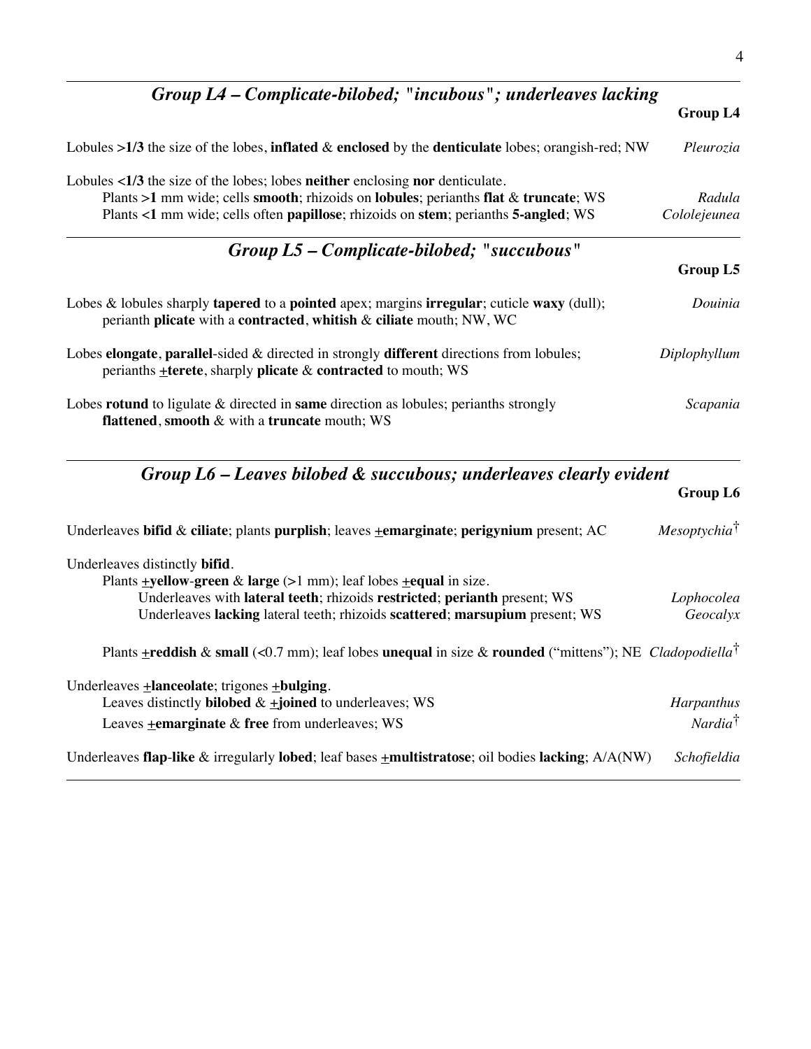## *Group L4 – Complicate-bilobed; "incubous"; underleaves lacking*

**Group L4**

Lobules **>1/3** the size of the lobes, **inflated** & **enclosed** by the **denticulate** lobes; orangish-red; NW — *Pleurozia*

Lobules **<1/3** the size of the lobes; lobes **neither** enclosing **nor** denticulate.

- Plants **>1** mm wide; cells **smooth**; rhizoids on **lobules**; perianths **flat** & **truncate**; WS — *Radula*
- Plants **<1** mm wide; cells often **papillose**; rhizoids on **stem**; perianths **5-angled**; WS — *Cololejeunea*

## *Group L5 – Complicate-bilobed; "succubous"*

**Group L5**

Lobes & lobules sharply **tapered** to a **pointed** apex; margins **irregular**; cuticle **waxy** (dull); perianth **plicate** with a **contracted**, **whitish** & **ciliate** mouth; NW, WC — *Douinia*

Lobes **elongate**, **parallel**-sided & directed in strongly **different** directions from lobules; perianths **±terete**, sharply **plicate** & **contracted** to mouth; WS — *Diplophyllum*

Lobes **rotund** to ligulate & directed in **same** direction as lobules; perianths strongly **flattened**, **smooth** & with a **truncate** mouth; WS — *Scapania*

## *Group L6 – Leaves bilobed & succubous; underleaves clearly evident*

**Group L6**

Underleaves **bifid** & **ciliate**; plants **purplish**; leaves **±emarginate**; **perigynium** present; AC — *Mesoptychia*†

Underleaves distinctly **bifid**.

- Plants **±yellow-green** & **large** (>1 mm); leaf lobes **±equal** in size.
  - Underleaves with **lateral teeth**; rhizoids **restricted**; **perianth** present; WS — *Lophocolea*
  - Underleaves **lacking** lateral teeth; rhizoids **scattered**; **marsupium** present; WS — *Geocalyx*
- Plants **±reddish** & **small** (<0.7 mm); leaf lobes **unequal** in size & **rounded** ("mittens"); NE — *Cladopodiella*†

Underleaves **±lanceolate**; trigones **±bulging**.

- Leaves distinctly **bilobed** & **±joined** to underleaves; WS — *Harpanthus*
- Leaves **±emarginate** & **free** from underleaves; WS — *Nardia*†

Underleaves **flap-like** & irregularly **lobed**; leaf bases **±multistratose**; oil bodies **lacking**; A/A(NW) — *Schofieldia*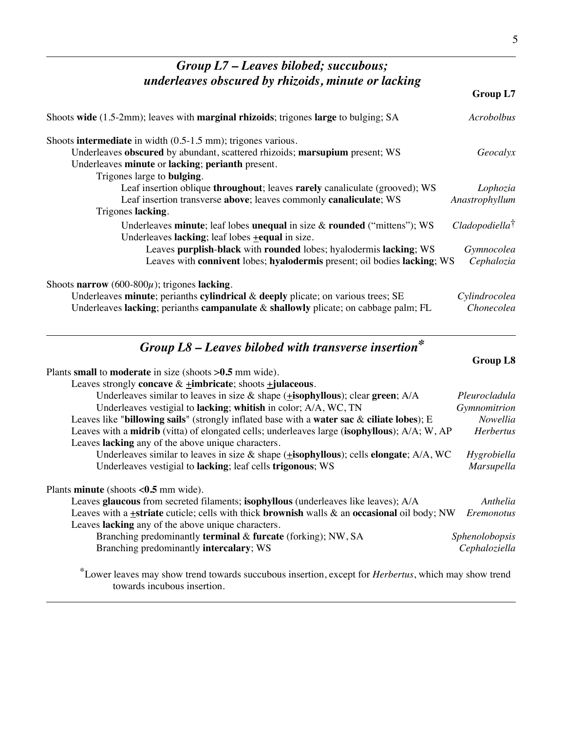## *Group L7 – Leaves bilobed; succubous; underleaves obscured by rizoids, minute or lacking*

**Group L7**

Shoots **wide** (1.5-2mm); leaves with **marginal rhizoids**; trigones **large** to bulging; SA — *Acrobolbus*

Shoots **intermediate** in width (0.5-1.5 mm); trigones various.
- Underleaves **obscured** by abundant, scattered rhizoids; **marsupium** present; WS — *Geocalyx*
- Underleaves **minute** or **lacking**; **perianth** present.
  - Trigones large to **bulging**.
    - Leaf insertion oblique **throughout**; leaves **rarely** canaliculate (grooved); WS — *Lophozia*
    - Leaf insertion transverse **above**; leaves commonly **canaliculate**; WS — *Anastrophyllum*
  - Trigones **lacking**.
    - Underleaves **minute**; leaf lobes **unequal** in size & **rounded** ("mittens"); WS — *Cladopodiella*†
    - Underleaves **lacking**; leaf lobes ±**equal** in size.
      - Leaves **purplish**-**black** with **rounded** lobes; hyalodermis **lacking**; WS — *Gymnocolea*
      - Leaves with **connivent** lobes; **hyalodermis** present; oil bodies **lacking**; WS — *Cephalozia*

Shoots **narrow** (600-800$\mu$); trigones **lacking**.
- Underleaves **minute**; perianths **cylindrical** & **deeply** plicate; on various trees; SE — *Cylindrocolea*
- Underleaves **lacking**; perianths **campanulate** & **shallowly** plicate; on cabbage palm; FL — *Chonecolea*

## *Group L8 – Leaves bilobed with transverse insertion**

**Group L8**

Plants **small** to **moderate** in size (shoots **>0.5** mm wide).
- Leaves strongly **concave** & ±**imbricate**; shoots ±**julaceous**.
  - Underleaves similar to leaves in size & shape (±**isophyllous**); clear **green**; A/A — *Pleurocladula*
  - Underleaves vestigial to **lacking**; **whitish** in color; A/A, WC, TN — *Gymnomitrion*
- Leaves like "**billowing sails**" (strongly inflated base with a **water sac** & **ciliate lobes**); E — *Nowellia*
- Leaves with a **midrib** (vitta) of elongated cells; underleaves large (**isophyllous**); A/A; W, AP — *Herbertus*
- Leaves **lacking** any of the above unique characters.
  - Underleaves similar to leaves in size & shape (±**isophyllous**); cells **elongate**; A/A, WC — *Hygrobiella*
  - Underleaves vestigial to **lacking**; leaf cells **trigonous**; WS — *Marsupella*

Plants **minute** (shoots **<0.5** mm wide).
- Leaves **glaucous** from secreted filaments; **isophyllous** (underleaves like leaves); A/A — *Anthelia*
- Leaves with a ±**striate** cuticle; cells with thick **brownish** walls & an **occasional** oil body; NW — *Eremonotus*
- Leaves **lacking** any of the above unique characters.
  - Branching predominantly **terminal** & **furcate** (forking); NW, SA — *Sphenolobopsis*
  - Branching predominantly **intercalary**; WS — *Cephaloziella*

*Lower leaves may show trend towards succubous insertion, except for *Herbertus*, which may show trend towards incubous insertion.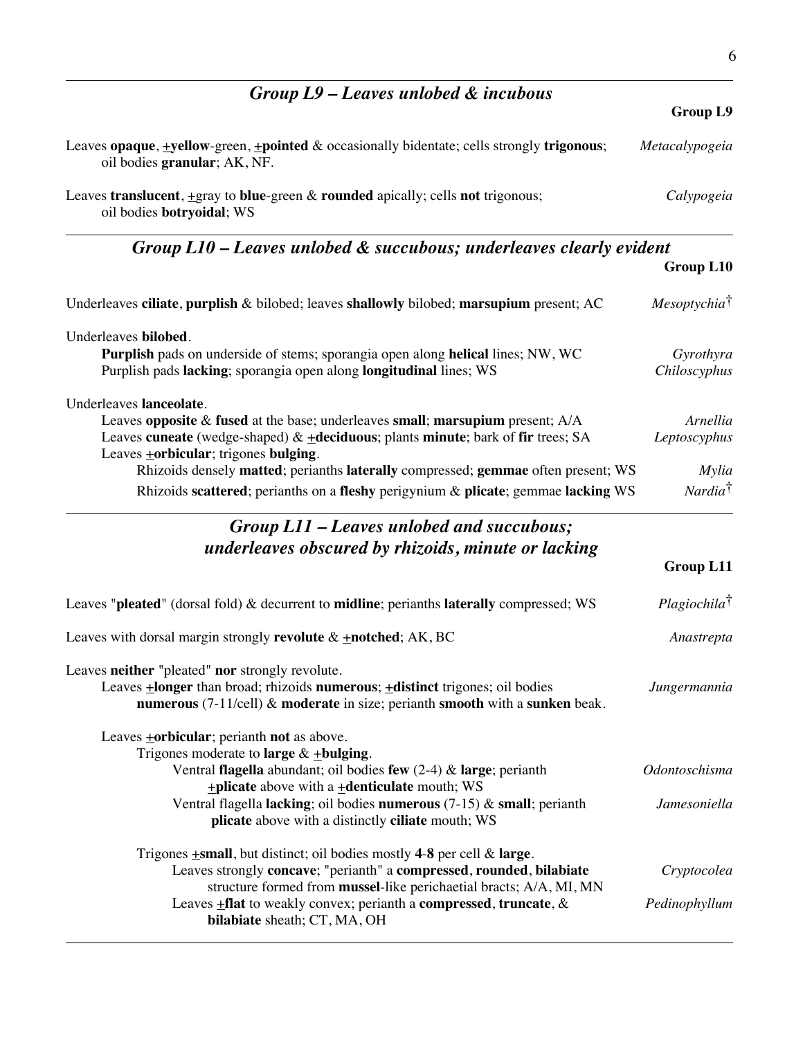## *Group L9 – Leaves unlobed & incubous*

**Group L9**

Leaves **opaque**, **±yellow**-green, **±pointed** & occasionally bidentate; cells strongly **trigonous**; oil bodies **granular**; AK, NF. — *Metacalypogeia*

Leaves **translucent**, ±gray to **blue**-green & **rounded** apically; cells **not** trigonous; oil bodies **botryoidal**; WS — *Calypogeia*

## *Group L10 – Leaves unlobed & succubous; underleaves clearly evident*

**Group L10**

Underleaves **ciliate**, **purplish** & bilobed; leaves **shallowly** bilobed; **marsupium** present; AC — *Mesoptychia*†

Underleaves **bilobed**.
- **Purplish** pads on underside of stems; sporangia open along **helical** lines; NW, WC — *Gyrothyra*
- Purplish pads **lacking**; sporangia open along **longitudinal** lines; WS — *Chiloscyphus*

Underleaves **lanceolate**.
- Leaves **opposite** & **fused** at the base; underleaves **small**; **marsupium** present; A/A — *Arnellia*
- Leaves **cuneate** (wedge-shaped) & **±deciduous**; plants **minute**; bark of **fir** trees; SA — *Leptoscyphus*
- Leaves **±orbicular**; trigones **bulging**.
  - Rhizoids densely **matted**; perianths **laterally** compressed; **gemmae** often present; WS — *Mylia*
  - Rhizoids **scattered**; perianths on a **fleshy** perigynium & **plicate**; gemmae **lacking** WS — *Nardia*†

## *Group L11 – Leaves unlobed and succubous; underleaves obscured by rhizoids, minute or lacking*

**Group L11**

Leaves "**pleated**" (dorsal fold) & decurrent to **midline**; perianths **laterally** compressed; WS — *Plagiochila*†

Leaves with dorsal margin strongly **revolute** & **±notched**; AK, BC — *Anastrepta*

Leaves **neither** "pleated" **nor** strongly revolute.
- Leaves **±longer** than broad; rhizoids **numerous**; **±distinct** trigones; oil bodies **numerous** (7-11/cell) & **moderate** in size; perianth **smooth** with a **sunken** beak. — *Jungermannia*
- Leaves **±orbicular**; perianth **not** as above.
  - Trigones moderate to **large** & **±bulging**.
    - Ventral **flagella** abundant; oil bodies **few** (2-4) & **large**; perianth **±plicate** above with a **±denticulate** mouth; WS — *Odontoschisma*
    - Ventral flagella **lacking**; oil bodies **numerous** (7-15) & **small**; perianth **plicate** above with a distinctly **ciliate** mouth; WS — *Jamesoniella*
  - Trigones **±small**, but distinct; oil bodies mostly **4**-**8** per cell & **large**.
    - Leaves strongly **concave**; "perianth" a **compressed**, **rounded**, **bilabiate** structure formed from **mussel**-like perichaetial bracts; A/A, MI, MN — *Cryptocolea*
    - Leaves **±flat** to weakly convex; perianth a **compressed**, **truncate**, & **bilabiate** sheath; CT, MA, OH — *Pedinophyllum*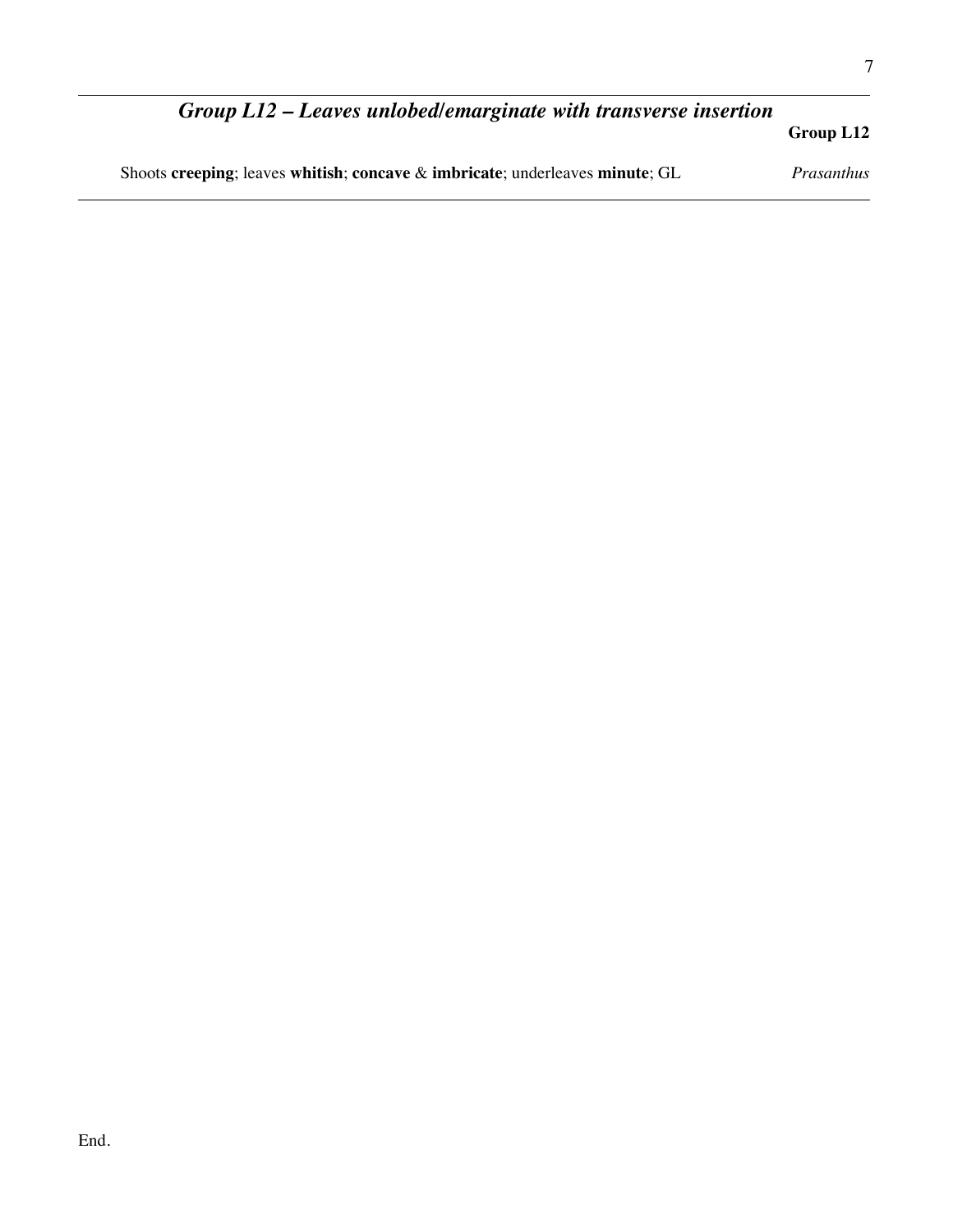## *Group L12 – Leaves unlobed/emarginate with transverse insertion*

**Group L12**

| | |
|---|---|
| Shoots **creeping**; leaves **whitish**; **concave** & **imbricate**; underleaves **minute**; GL | *Prasanthus* |

End.